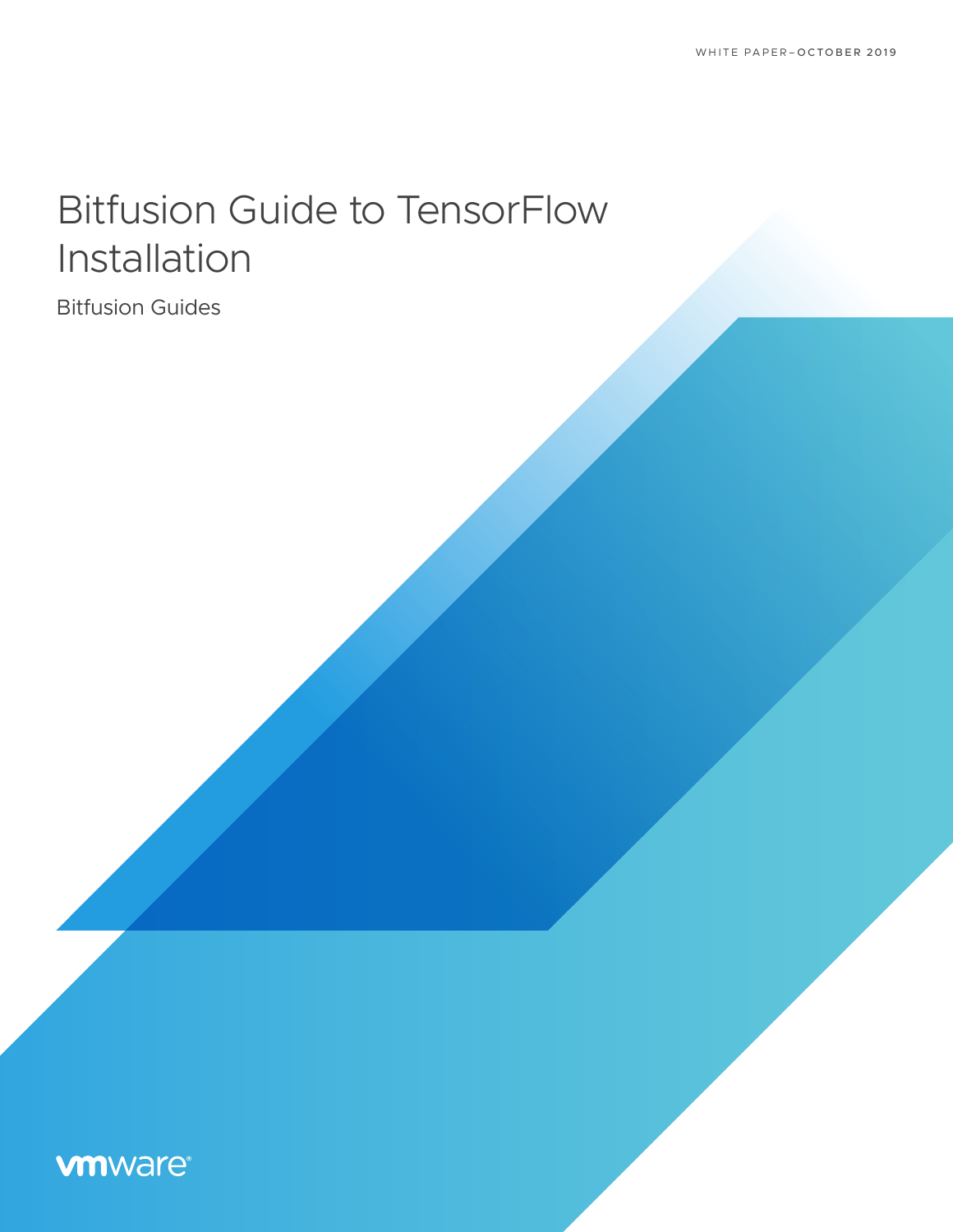WHITE PAPER–OCTOBER 2019

# Bitfusion Guide to TensorFlow Installation

Bitfusion Guides

vmware®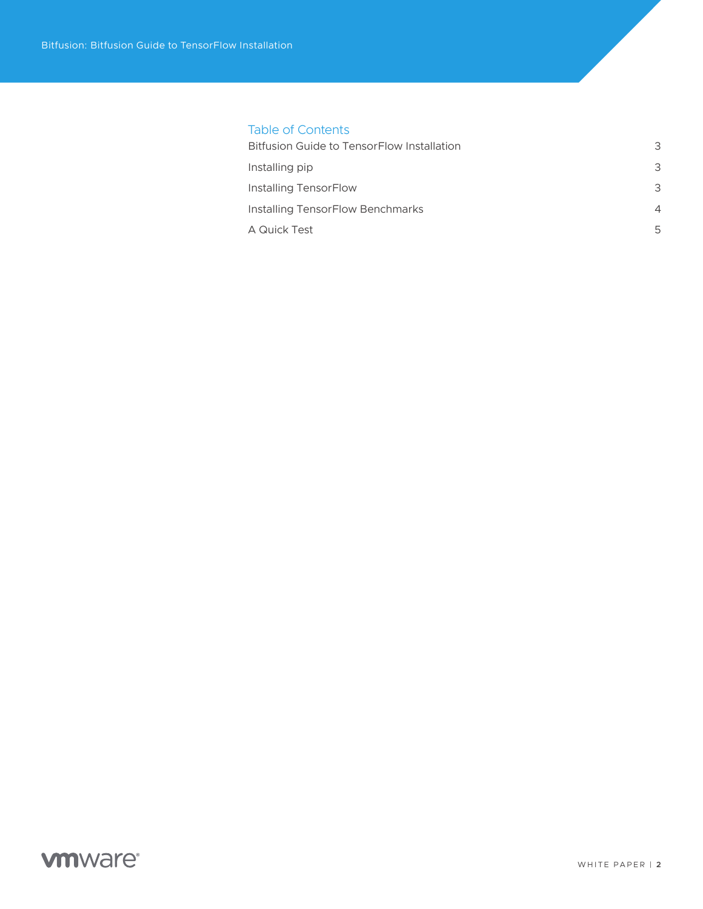## Table of Contents

| | |
|---|---|
| Bitfusion Guide to TensorFlow Installation | 3 |
| Installing pip | 3 |
| Installing TensorFlow | 3 |
| Installing TensorFlow Benchmarks | 4 |
| A Quick Test | 5 |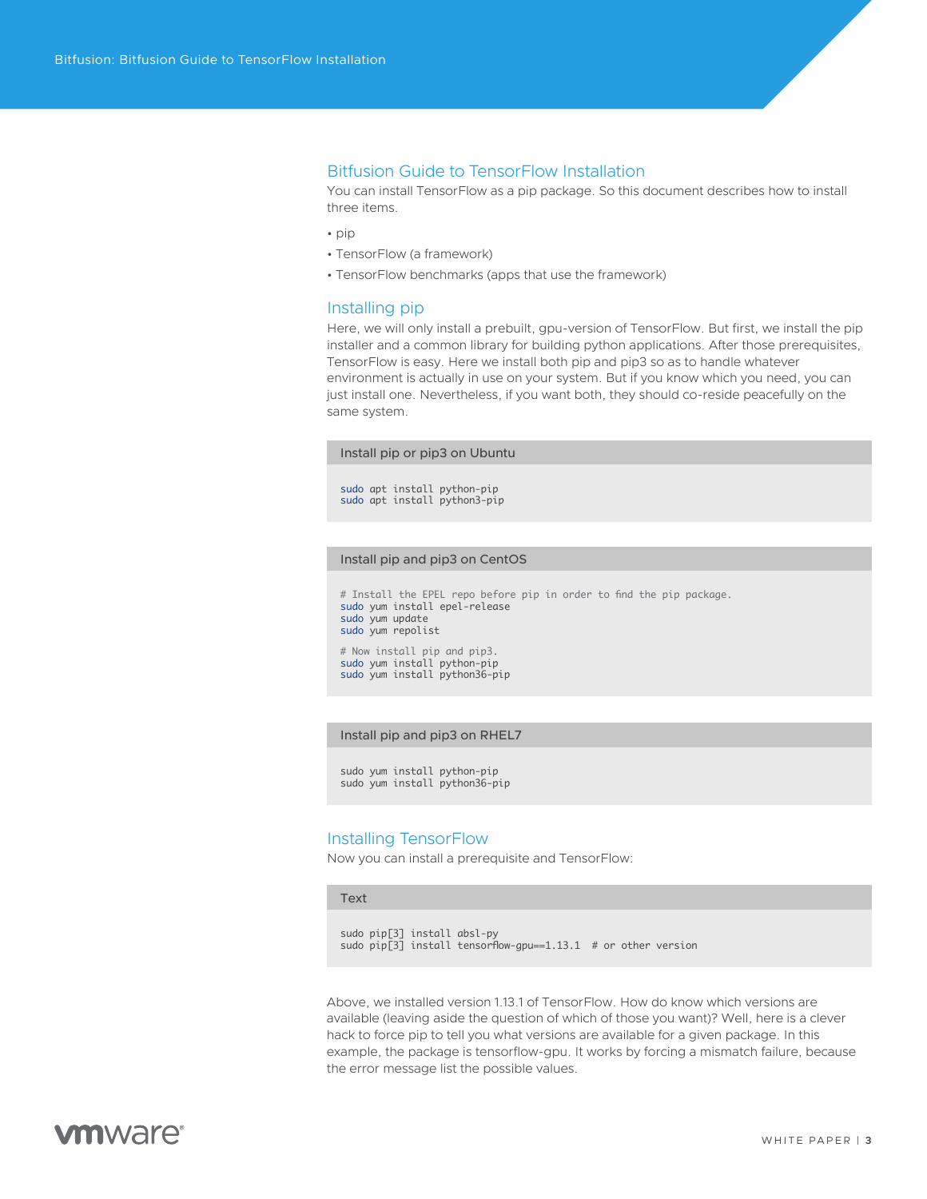## Bitfusion Guide to TensorFlow Installation

You can install TensorFlow as a pip package. So this document describes how to install three items.

- pip
- TensorFlow (a framework)
- TensorFlow benchmarks (apps that use the framework)

## Installing pip

Here, we will only install a prebuilt, gpu-version of TensorFlow. But first, we install the pip installer and a common library for building python applications. After those prerequisites, TensorFlow is easy. Here we install both pip and pip3 so as to handle whatever environment is actually in use on your system. But if you know which you need, you can just install one. Nevertheless, if you want both, they should co-reside peacefully on the same system.

Install pip or pip3 on Ubuntu

```
sudo apt install python-pip
sudo apt install python3-pip
```

Install pip and pip3 on CentOS

```
# Install the EPEL repo before pip in order to find the pip package.
sudo yum install epel-release
sudo yum update
sudo yum repolist

# Now install pip and pip3.
sudo yum install python-pip
sudo yum install python36-pip
```

Install pip and pip3 on RHEL7

```
sudo yum install python-pip
sudo yum install python36-pip
```

## Installing TensorFlow

Now you can install a prerequisite and TensorFlow:

Text

```
sudo pip[3] install absl-py
sudo pip[3] install tensorflow-gpu==1.13.1  # or other version
```

Above, we installed version 1.13.1 of TensorFlow. How do know which versions are available (leaving aside the question of which of those you want)? Well, here is a clever hack to force pip to tell you what versions are available for a given package. In this example, the package is tensorflow-gpu. It works by forcing a mismatch failure, because the error message list the possible values.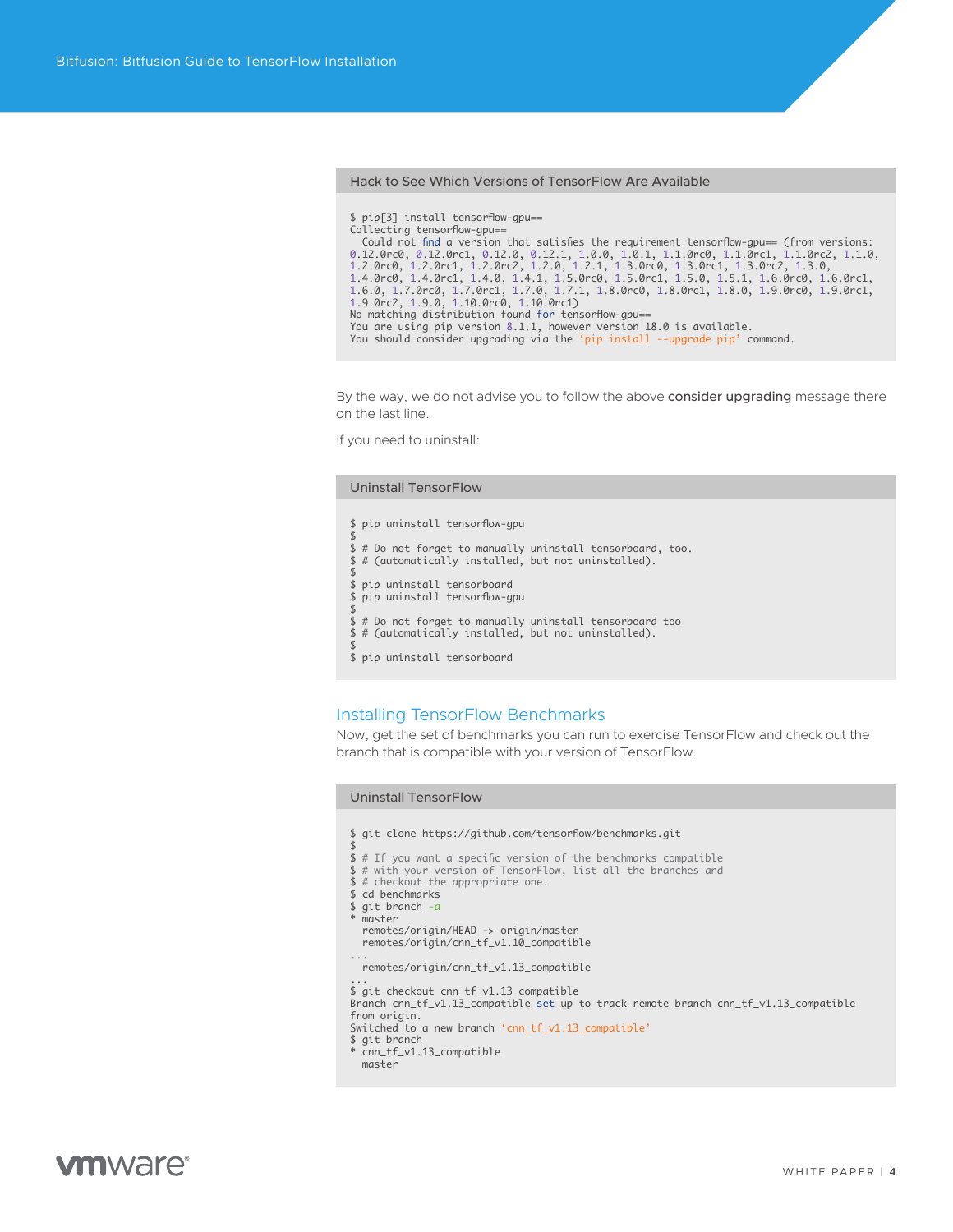#### Hack to See Which Versions of TensorFlow Are Available

```
$ pip[3] install tensorflow-gpu==
Collecting tensorflow-gpu==
  Could not find a version that satisfies the requirement tensorflow-gpu== (from versions:
0.12.0rc0, 0.12.0rc1, 0.12.0, 0.12.1, 1.0.0, 1.0.1, 1.1.0rc0, 1.1.0rc1, 1.1.0rc2, 1.1.0,
1.2.0rc0, 1.2.0rc1, 1.2.0rc2, 1.2.0, 1.2.1, 1.3.0rc0, 1.3.0rc1, 1.3.0rc2, 1.3.0,
1.4.0rc0, 1.4.0rc1, 1.4.0, 1.4.1, 1.5.0rc0, 1.5.0rc1, 1.5.0, 1.5.1, 1.6.0rc0, 1.6.0rc1,
1.6.0, 1.7.0rc0, 1.7.0rc1, 1.7.0, 1.7.1, 1.8.0rc0, 1.8.0rc1, 1.8.0, 1.9.0rc0, 1.9.0rc1,
1.9.0rc2, 1.9.0, 1.10.0rc0, 1.10.0rc1)
No matching distribution found for tensorflow-gpu==
You are using pip version 8.1.1, however version 18.0 is available.
You should consider upgrading via the 'pip install --upgrade pip' command.
```

By the way, we do not advise you to follow the above **consider upgrading** message there on the last line.

If you need to uninstall:

#### Uninstall TensorFlow

```
$ pip uninstall tensorflow-gpu
$
$ # Do not forget to manually uninstall tensorboard, too.
$ # (automatically installed, but not uninstalled).
$
$ pip uninstall tensorboard
$ pip uninstall tensorflow-gpu
$
$ # Do not forget to manually uninstall tensorboard too
$ # (automatically installed, but not uninstalled).
$
$ pip uninstall tensorboard
```

## Installing TensorFlow Benchmarks

Now, get the set of benchmarks you can run to exercise TensorFlow and check out the branch that is compatible with your version of TensorFlow.

#### Uninstall TensorFlow

```
$ git clone https://github.com/tensorflow/benchmarks.git
$
$ # If you want a specific version of the benchmarks compatible
$ # with your version of TensorFlow, list all the branches and
$ # checkout the appropriate one.
$ cd benchmarks
$ git branch -a
* master
  remotes/origin/HEAD -> origin/master
  remotes/origin/cnn_tf_v1.10_compatible
...
  remotes/origin/cnn_tf_v1.13_compatible
...
$ git checkout cnn_tf_v1.13_compatible
Branch cnn_tf_v1.13_compatible set up to track remote branch cnn_tf_v1.13_compatible
from origin.
Switched to a new branch 'cnn_tf_v1.13_compatible'
$ git branch
* cnn_tf_v1.13_compatible
  master
```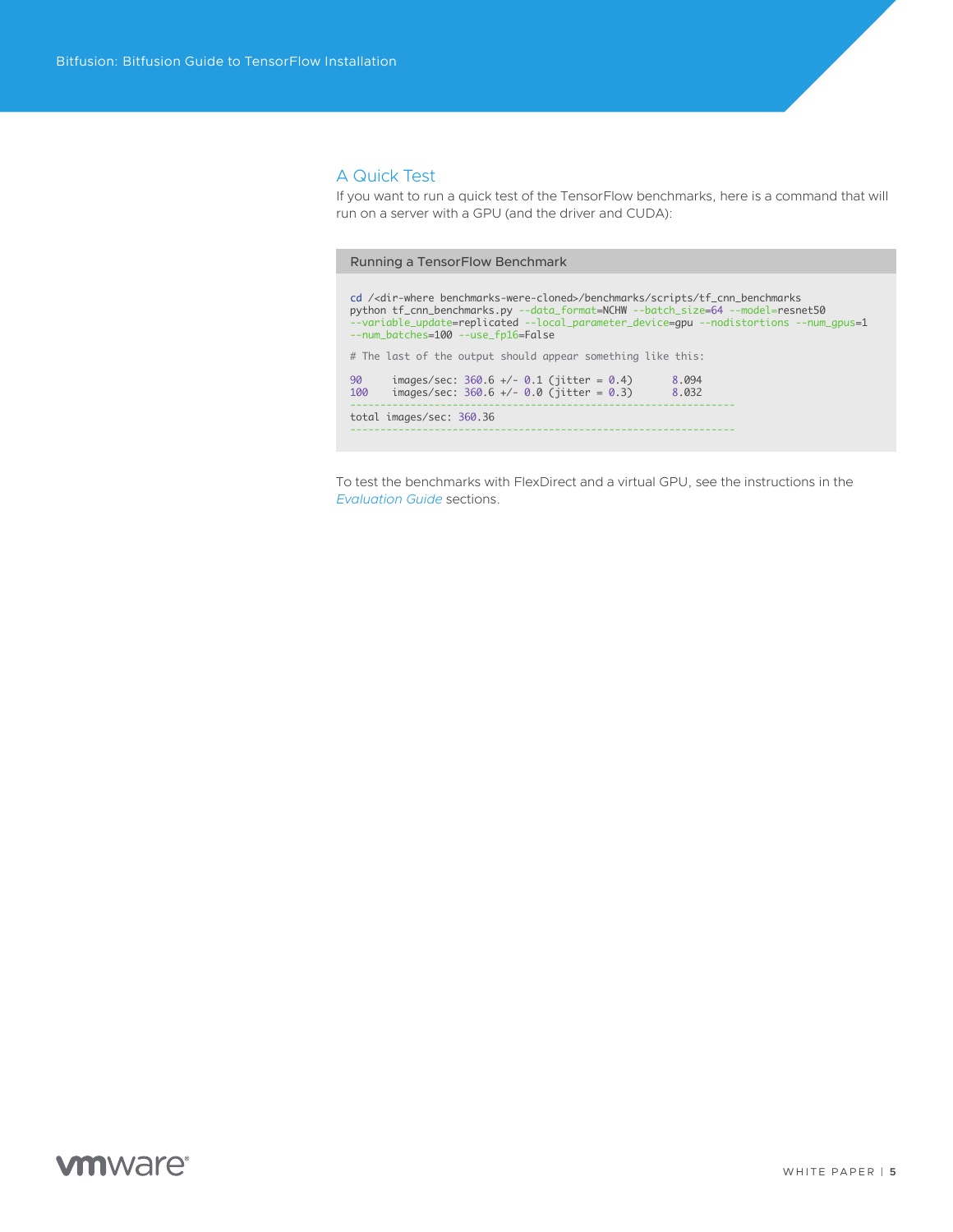## A Quick Test

If you want to run a quick test of the TensorFlow benchmarks, here is a command that will run on a server with a GPU (and the driver and CUDA):

**Running a TensorFlow Benchmark**

```
cd /<dir-where benchmarks-were-cloned>/benchmarks/scripts/tf_cnn_benchmarks
python tf_cnn_benchmarks.py --data_format=NCHW --batch_size=64 --model=resnet50
--variable_update=replicated --local_parameter_device=gpu --nodistortions --num_gpus=1
--num_batches=100 --use_fp16=False

# The last of the output should appear something like this:

90      images/sec: 360.6 +/- 0.1 (jitter = 0.4)       8.094
100     images/sec: 360.6 +/- 0.0 (jitter = 0.3)       8.032
----------------------------------------------------------------
total images/sec: 360.36
----------------------------------------------------------------
```

To test the benchmarks with FlexDirect and a virtual GPU, see the instructions in the *Evaluation Guide* sections.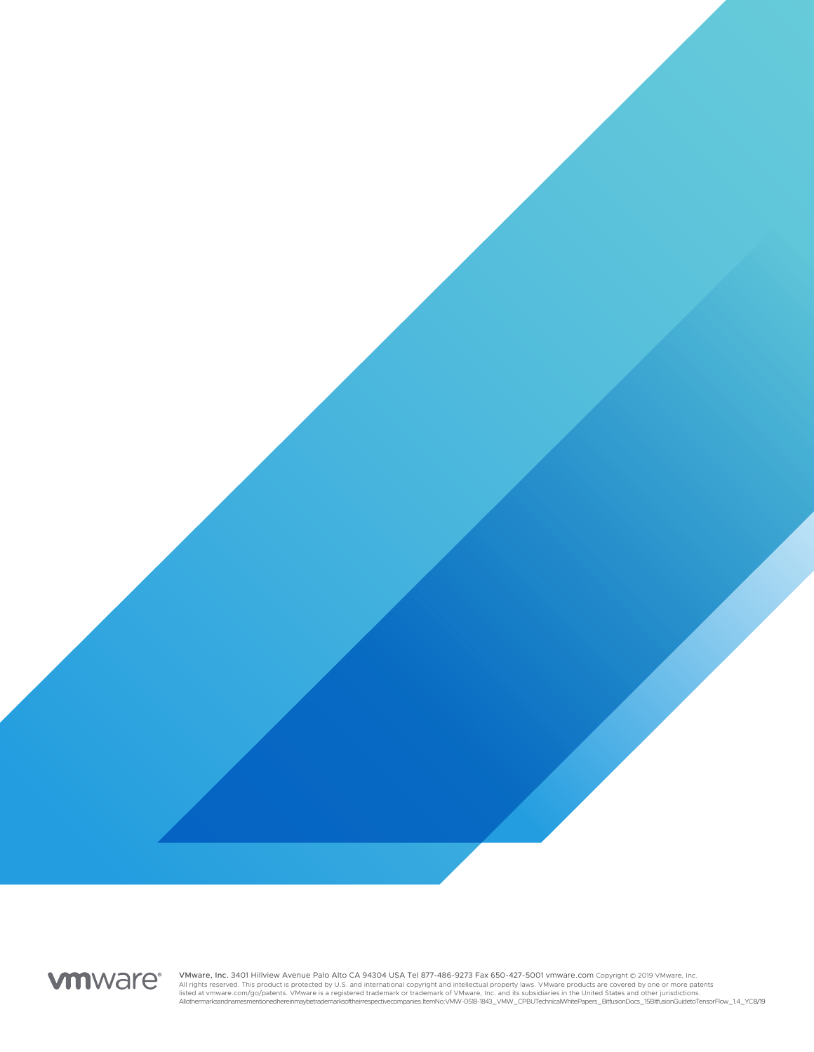**VMware, Inc.** 3401 Hillview Avenue Palo Alto CA 94304 USA Tel 877-486-9273 Fax 650-427-5001 vmware.com Copyright © 2019 VMware, Inc. All rights reserved. This product is protected by U.S. and international copyright and intellectual property laws. VMware products are covered by one or more patents listed at vmware.com/go/patents. VMware is a registered trademark or trademark of VMware, Inc. and its subsidiaries in the United States and other jurisdictions. Allothermarksandnamesmentionedhereinmaybetrademarksoftheirrespectivecompanies.ItemNo:VMW-0518-1843_VMW_CPBUTechnicalWhitePapers_BitfusionDocs_15BitfusionGuidetoTensorFlow_1.4_YC8/19